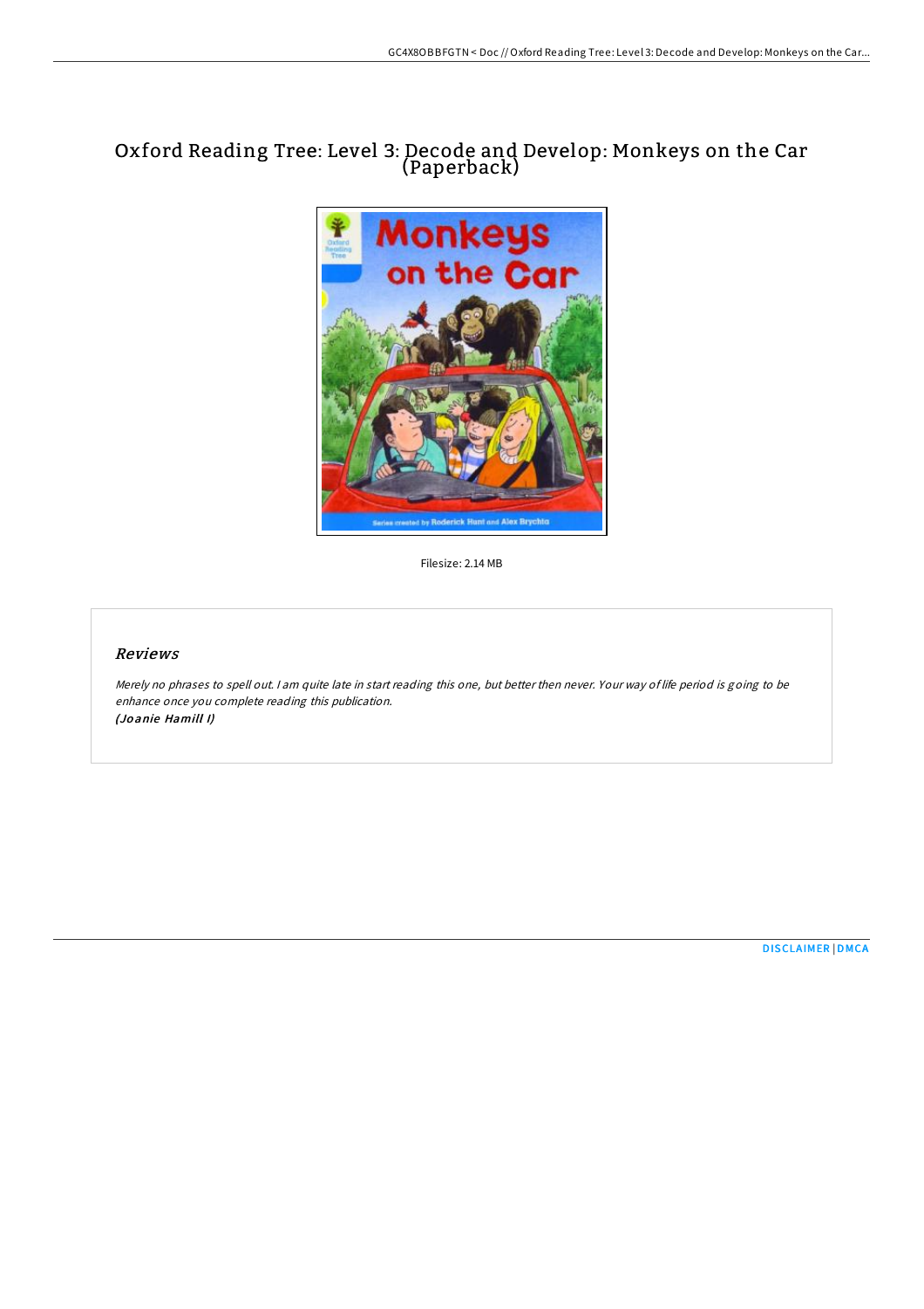# Oxford Reading Tree: Level 3: Decode and Develop: Monkeys on the Car (Paperback)

Filesize: 2.14 MB

## Reviews

*Merely no phrases to spell out. I am quite late in start reading this one, but better then never. Your way of life period is going to be enhance once you complete reading this publication.*
***(Joanie Hamill I)***

DISCLAIMER | DMCA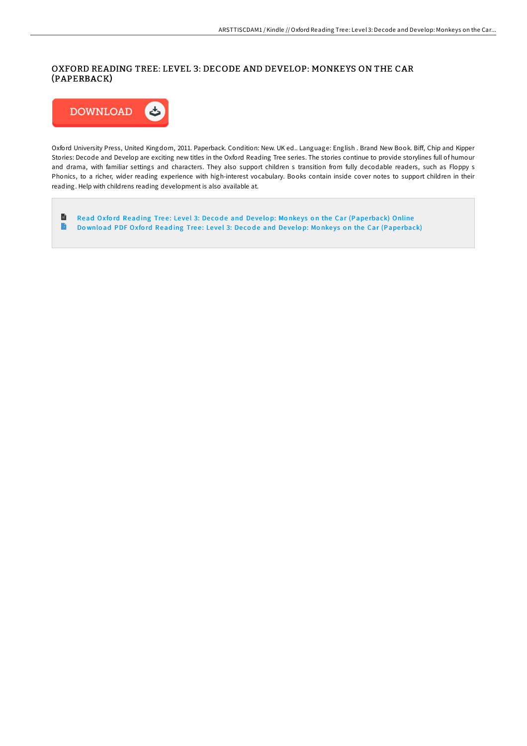# OXFORD READING TREE: LEVEL 3: DECODE AND DEVELOP: MONKEYS ON THE CAR (PAPERBACK)

DOWNLOAD

Oxford University Press, United Kingdom, 2011. Paperback. Condition: New. UK ed.. Language: English . Brand New Book. Biff, Chip and Kipper Stories: Decode and Develop are exciting new titles in the Oxford Reading Tree series. The stories continue to provide storylines full of humour and drama, with familiar settings and characters. They also support children s transition from fully decodable readers, such as Floppy s Phonics, to a richer, wider reading experience with high-interest vocabulary. Books contain inside cover notes to support children in their reading. Help with childrens reading development is also available at.

- Read Oxford Reading Tree: Level 3: Decode and Develop: Monkeys on the Car (Paperback) Online
- Download PDF Oxford Reading Tree: Level 3: Decode and Develop: Monkeys on the Car (Paperback)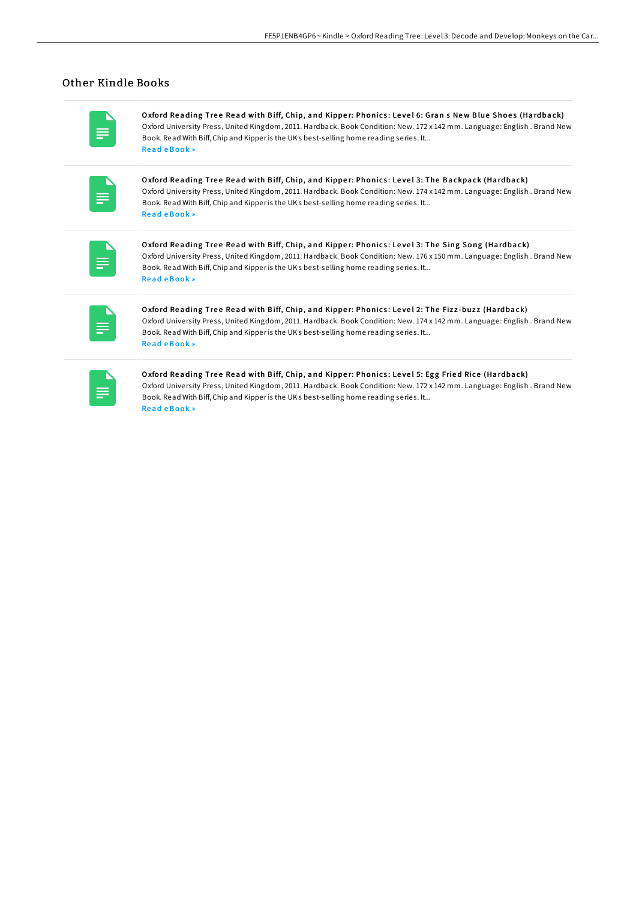## Other Kindle Books

**Oxford Reading Tree Read with Biff, Chip, and Kipper: Phonics: Level 6: Gran s New Blue Shoes (Hardback)**
Oxford University Press, United Kingdom, 2011. Hardback. Book Condition: New. 172 x 142 mm. Language: English . Brand New Book. Read With Biff, Chip and Kipper is the UK s best-selling home reading series. It...
Read eBook »

**Oxford Reading Tree Read with Biff, Chip, and Kipper: Phonics: Level 3: The Backpack (Hardback)**
Oxford University Press, United Kingdom, 2011. Hardback. Book Condition: New. 174 x 142 mm. Language: English . Brand New Book. Read With Biff, Chip and Kipper is the UK s best-selling home reading series. It...
Read eBook »

**Oxford Reading Tree Read with Biff, Chip, and Kipper: Phonics: Level 3: The Sing Song (Hardback)**
Oxford University Press, United Kingdom, 2011. Hardback. Book Condition: New. 176 x 150 mm. Language: English . Brand New Book. Read With Biff, Chip and Kipper is the UK s best-selling home reading series. It...
Read eBook »

**Oxford Reading Tree Read with Biff, Chip, and Kipper: Phonics: Level 2: The Fizz-buzz (Hardback)**
Oxford University Press, United Kingdom, 2011. Hardback. Book Condition: New. 174 x 142 mm. Language: English . Brand New Book. Read With Biff, Chip and Kipper is the UK s best-selling home reading series. It...
Read eBook »

**Oxford Reading Tree Read with Biff, Chip, and Kipper: Phonics: Level 5: Egg Fried Rice (Hardback)**
Oxford University Press, United Kingdom, 2011. Hardback. Book Condition: New. 172 x 142 mm. Language: English . Brand New Book. Read With Biff, Chip and Kipper is the UK s best-selling home reading series. It...
Read eBook »